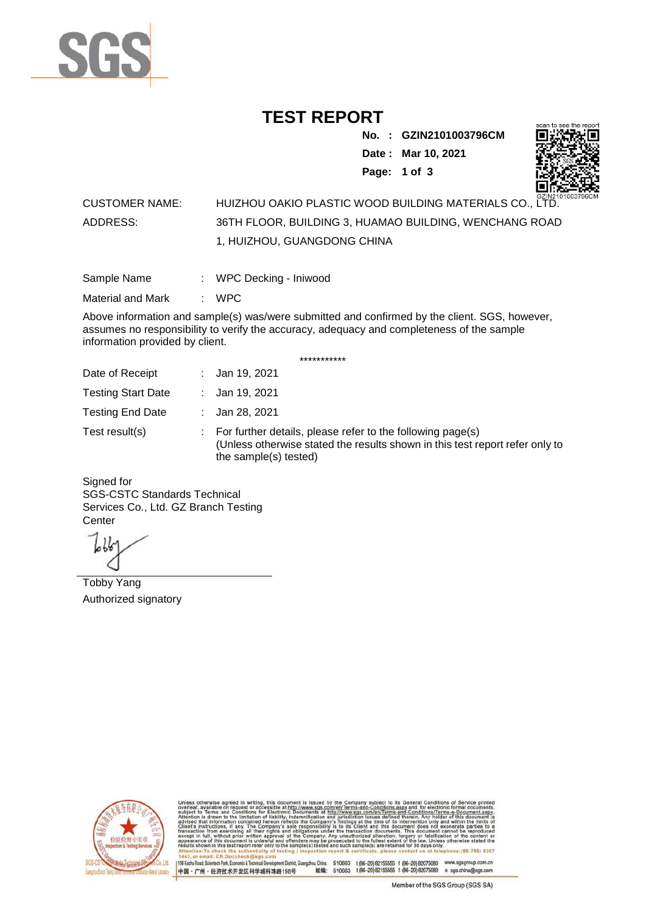# TEST REPORT

**No. : GZIN2101003796CM**
**Date : Mar 10, 2021**

CUSTOMER NAME: HUIZHOU OAKIO PLASTIC WOOD BUILDING MATERIALS CO., LTD.
ADDRESS: 36TH FLOOR, BUILDING 3, HUAMAO BUILDING, WENCHANG ROAD 1, HUIZHOU, GUANGDONG CHINA

Sample Name : WPC Decking - Iniwood

Material and Mark : WPC

Above information and sample(s) was/were submitted and confirmed by the client. SGS, however, assumes no responsibility to verify the accuracy, adequacy and completeness of the sample information provided by client.

***********

Date of Receipt : Jan 19, 2021

Testing Start Date : Jan 19, 2021

Testing End Date : Jan 28, 2021

Test result(s) : For further details, please refer to the following page(s)
(Unless otherwise stated the results shown in this test report refer only to the sample(s) tested)

Signed for
SGS-CSTC Standards Technical Services Co., Ltd. GZ Branch Testing Center

Tobby Yang
Authorized signatory

Unless otherwise agreed in writing, this document is issued by the Company subject to its General Conditions of Service printed overleaf, available on request or accessible at http://www.sgs.com/en/Terms-and-Conditions.aspx and, for electronic format documents, subject to Terms and Conditions for Electronic Documents at http://www.sgs.com/en/Terms-and-Conditions/Terms-e-Document.aspx. Attention is drawn to the limitation of liability, indemnification and jurisdiction issues defined therein. Any holder of this document is advised that information contained hereon reflects the Company's findings at the time of its intervention only and within the limits of Client's instructions, if any. The Company's sole responsibility is to its Client and this document does not exonerate parties to a transaction from exercising all their rights and obligations under the transaction documents. This document cannot be reproduced except in full, without prior written approval of the Company. Any unauthorized alteration, forgery or falsification of the content or appearance of this document is unlawful and offenders may be prosecuted to the fullest extent of the law. Unless otherwise stated the results shown in this test report refer only to the sample(s) tested and such sample(s) are retained for 30 days only.
Attention:To check the authenticity of testing / inspection report & certificate, please contact us at telephone:(86-755) 8307 1443, or email: CN.Doccheck@sgs.com

198 Kezhu Road, Scientech Park, Economic & Technical Development District, Guangzhou, China. 510663 t (86-20) 82155555 f (86-20) 82075080 www.sgsgroup.com.cn
中国・广州・经济技术开发区科学城科珠路198号 邮编: 510663 t (86-20) 82155555 f (86-20) 82075080 e sgs.china@sgs.com

Member of the SGS Group (SGS SA)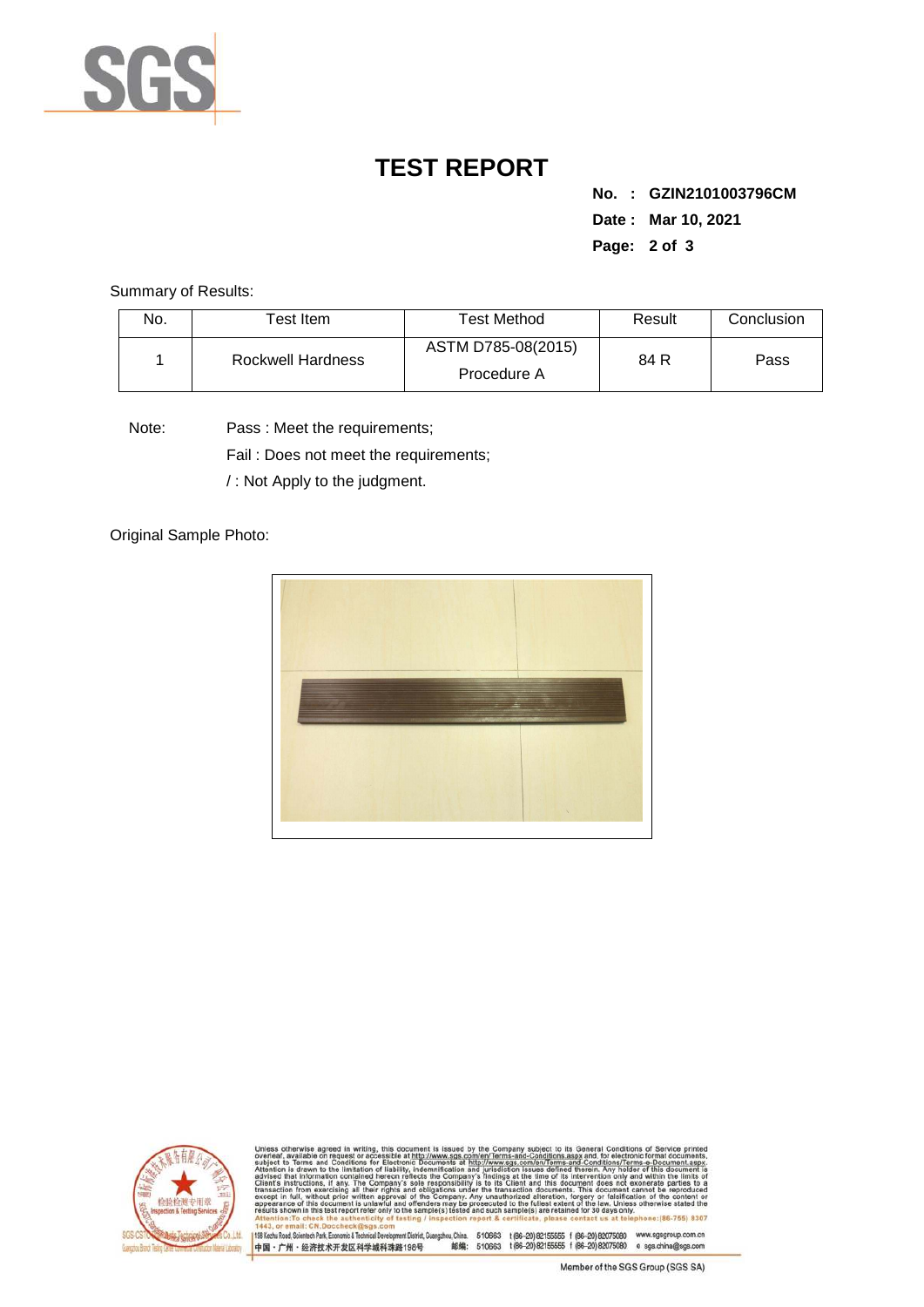# TEST REPORT

**No. : GZIN2101003796CM**

**Date : Mar 10, 2021**

Summary of Results:

| No. | Test Item | Test Method | Result | Conclusion |
|---|---|---|---|---|
| 1 | Rockwell Hardness | ASTM D785-08(2015) Procedure A | 84 R | Pass |

Note: Pass : Meet the requirements;

Fail : Does not meet the requirements;

/ : Not Apply to the judgment.

Original Sample Photo: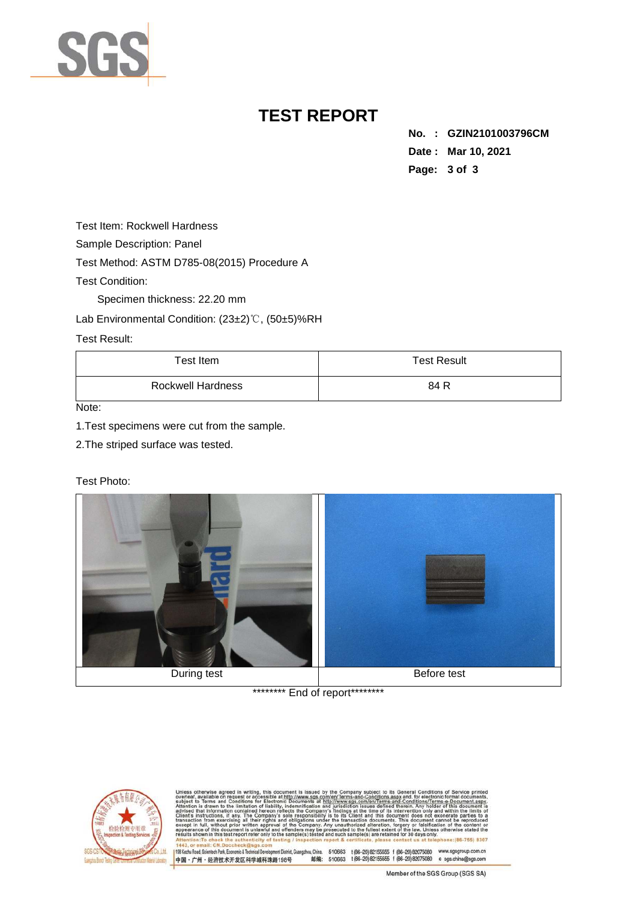# TEST REPORT

**No. : GZIN2101003796CM**
**Date : Mar 10, 2021**

Test Item: Rockwell Hardness

Sample Description: Panel

Test Method: ASTM D785-08(2015) Procedure A

Test Condition:

Specimen thickness: 22.20 mm

Lab Environmental Condition: (23±2)℃, (50±5)%RH

Test Result:

| Test Item | Test Result |
|---|---|
| Rockwell Hardness | 84 R |

Note:

1.Test specimens were cut from the sample.

2.The striped surface was tested.

Test Photo:

| During test | Before test |
|---|---|

******** End of report********

Unless otherwise agreed in writing, this document is issued by the Company subject to its General Conditions of Service printed overleaf, available on request or accessible at http://www.sgs.com/en/Terms-and-Conditions.aspx and, for electronic format documents, subject to Terms and Conditions for Electronic Documents at http://www.sgs.com/en/Terms-and-Conditions/Terms-e-Document.aspx. Attention is drawn to the limitation of liability, indemnification and jurisdiction issues defined therein. Any holder of this document is advised that information contained hereon reflects the Company's findings at the time of its intervention only and within the limits of Client's instructions, if any. The Company's sole responsibility is to its Client and this document does not exonerate parties to a transaction from exercising all their rights and obligations under the transaction documents. This document cannot be reproduced except in full, without prior written approval of the Company. Any unauthorized alteration, forgery or falsification of the content or appearance of this document is unlawful and offenders may be prosecuted to the fullest extent of the law. Unless otherwise stated the results shown in this test report refer only to the sample(s) tested and such sample(s) are retained for 30 days only.
Attention:To check the authenticity of testing / inspection report & certificate, please contact us at telephone:(86-755) 8307 1443, or email: CN.Doccheck@sgs.com

198 Kezhu Road, Scientech Park, Economic & Technical Development District, Guangzhou, China. 510663 t (86-20) 82155555 f (86-20) 82075080 www.sgsgroup.com.cn
中国・广州・经济技术开发区科学城科珠路198号 邮编: 510663 t (86-20) 82155555 f (86-20) 82075080 e sgs.china@sgs.com

Member of the SGS Group (SGS SA)